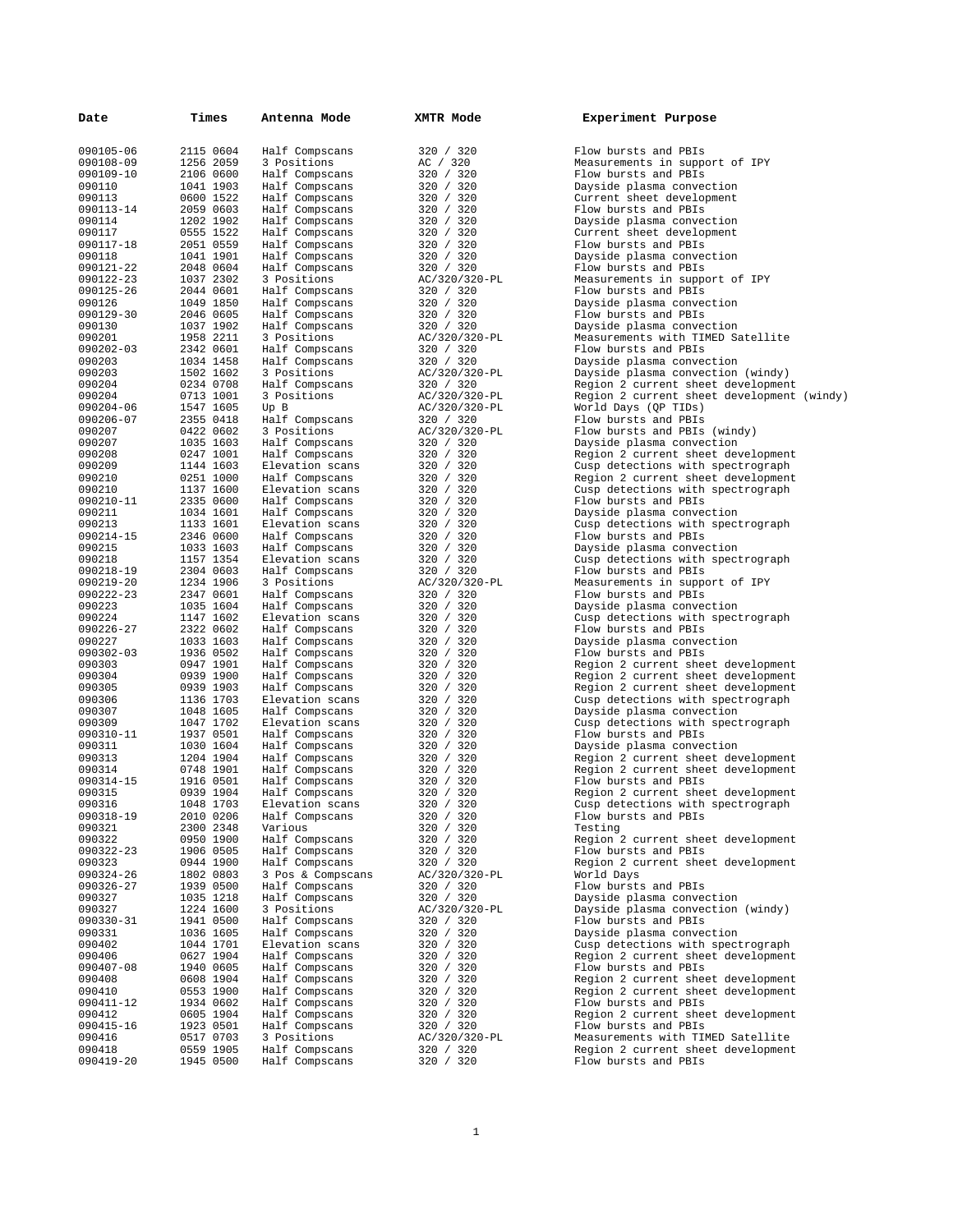| Date | Times | Antenna Mode | XMTR Mode | Experiment Purpose |
|---|---|---|---|---|
| 090105-06 | 2115 0604 | Half Compscans | 320 / 320 | Flow bursts and PBIs |
| 090108-09 | 1256 2059 | 3 Positions | AC / 320 | Measurements in support of IPY |
| 090109-10 | 2106 0600 | Half Compscans | 320 / 320 | Flow bursts and PBIs |
| 090110 | 1041 1903 | Half Compscans | 320 / 320 | Dayside plasma convection |
| 090113 | 0600 1522 | Half Compscans | 320 / 320 | Current sheet development |
| 090113-14 | 2059 0603 | Half Compscans | 320 / 320 | Flow bursts and PBIs |
| 090114 | 1202 1902 | Half Compscans | 320 / 320 | Dayside plasma convection |
| 090117 | 0555 1522 | Half Compscans | 320 / 320 | Current sheet development |
| 090117-18 | 2051 0559 | Half Compscans | 320 / 320 | Flow bursts and PBIs |
| 090118 | 1041 1901 | Half Compscans | 320 / 320 | Dayside plasma convection |
| 090121-22 | 2048 0604 | Half Compscans | 320 / 320 | Flow bursts and PBIs |
| 090122-23 | 1037 2302 | 3 Positions | AC/320/320-PL | Measurements in support of IPY |
| 090125-26 | 2044 0601 | Half Compscans | 320 / 320 | Flow bursts and PBIs |
| 090126 | 1049 1850 | Half Compscans | 320 / 320 | Dayside plasma convection |
| 090129-30 | 2046 0605 | Half Compscans | 320 / 320 | Flow bursts and PBIs |
| 090130 | 1037 1902 | Half Compscans | 320 / 320 | Dayside plasma convection |
| 090201 | 1958 2211 | 3 Positions | AC/320/320-PL | Measurements with TIMED Satellite |
| 090202-03 | 2342 0601 | Half Compscans | 320 / 320 | Flow bursts and PBIs |
| 090203 | 1034 1458 | Half Compscans | 320 / 320 | Dayside plasma convection |
| 090203 | 1502 1602 | 3 Positions | AC/320/320-PL | Dayside plasma convection (windy) |
| 090204 | 0234 0708 | Half Compscans | 320 / 320 | Region 2 current sheet development |
| 090204 | 0713 1001 | 3 Positions | AC/320/320-PL | Region 2 current sheet development (windy) |
| 090204-06 | 1547 1605 | Up B | AC/320/320-PL | World Days (QP TIDs) |
| 090206-07 | 2355 0418 | Half Compscans | 320 / 320 | Flow bursts and PBIs |
| 090207 | 0422 0602 | 3 Positions | AC/320/320-PL | Flow bursts and PBIs (windy) |
| 090207 | 1035 1603 | Half Compscans | 320 / 320 | Dayside plasma convection |
| 090208 | 0247 1001 | Half Compscans | 320 / 320 | Region 2 current sheet development |
| 090209 | 1144 1603 | Elevation scans | 320 / 320 | Cusp detections with spectrograph |
| 090210 | 0251 1000 | Half Compscans | 320 / 320 | Region 2 current sheet development |
| 090210 | 1137 1600 | Elevation scans | 320 / 320 | Cusp detections with spectrograph |
| 090210-11 | 2335 0600 | Half Compscans | 320 / 320 | Flow bursts and PBIs |
| 090211 | 1034 1601 | Half Compscans | 320 / 320 | Dayside plasma convection |
| 090213 | 1133 1601 | Elevation scans | 320 / 320 | Cusp detections with spectrograph |
| 090214-15 | 2346 0600 | Half Compscans | 320 / 320 | Flow bursts and PBIs |
| 090215 | 1033 1603 | Half Compscans | 320 / 320 | Dayside plasma convection |
| 090218 | 1157 1354 | Elevation scans | 320 / 320 | Cusp detections with spectrograph |
| 090218-19 | 2304 0603 | Half Compscans | 320 / 320 | Flow bursts and PBIs |
| 090219-20 | 1234 1906 | 3 Positions | AC/320/320-PL | Measurements in support of IPY |
| 090222-23 | 2347 0601 | Half Compscans | 320 / 320 | Flow bursts and PBIs |
| 090223 | 1035 1604 | Half Compscans | 320 / 320 | Dayside plasma convection |
| 090224 | 1147 1602 | Elevation scans | 320 / 320 | Cusp detections with spectrograph |
| 090226-27 | 2322 0602 | Half Compscans | 320 / 320 | Flow bursts and PBIs |
| 090227 | 1033 1603 | Half Compscans | 320 / 320 | Dayside plasma convection |
| 090302-03 | 1936 0502 | Half Compscans | 320 / 320 | Flow bursts and PBIs |
| 090303 | 0947 1901 | Half Compscans | 320 / 320 | Region 2 current sheet development |
| 090304 | 0939 1900 | Half Compscans | 320 / 320 | Region 2 current sheet development |
| 090305 | 0939 1903 | Half Compscans | 320 / 320 | Region 2 current sheet development |
| 090306 | 1136 1703 | Elevation scans | 320 / 320 | Cusp detections with spectrograph |
| 090307 | 1048 1605 | Half Compscans | 320 / 320 | Dayside plasma convection |
| 090309 | 1047 1702 | Elevation scans | 320 / 320 | Cusp detections with spectrograph |
| 090310-11 | 1937 0501 | Half Compscans | 320 / 320 | Flow bursts and PBIs |
| 090311 | 1030 1604 | Half Compscans | 320 / 320 | Dayside plasma convection |
| 090313 | 1204 1904 | Half Compscans | 320 / 320 | Region 2 current sheet development |
| 090314 | 0748 1901 | Half Compscans | 320 / 320 | Region 2 current sheet development |
| 090314-15 | 1916 0501 | Half Compscans | 320 / 320 | Flow bursts and PBIs |
| 090315 | 0939 1904 | Half Compscans | 320 / 320 | Region 2 current sheet development |
| 090316 | 1048 1703 | Elevation scans | 320 / 320 | Cusp detections with spectrograph |
| 090318-19 | 2010 0206 | Half Compscans | 320 / 320 | Flow bursts and PBIs |
| 090321 | 2300 2348 | Various | 320 / 320 | Testing |
| 090322 | 0950 1900 | Half Compscans | 320 / 320 | Region 2 current sheet development |
| 090322-23 | 1906 0505 | Half Compscans | 320 / 320 | Flow bursts and PBIs |
| 090323 | 0944 1900 | Half Compscans | 320 / 320 | Region 2 current sheet development |
| 090324-26 | 1802 0803 | 3 Pos & Compscans | AC/320/320-PL | World Days |
| 090326-27 | 1939 0500 | Half Compscans | 320 / 320 | Flow bursts and PBIs |
| 090327 | 1035 1218 | Half Compscans | 320 / 320 | Dayside plasma convection |
| 090327 | 1224 1600 | 3 Positions | AC/320/320-PL | Dayside plasma convection (windy) |
| 090330-31 | 1941 0500 | Half Compscans | 320 / 320 | Flow bursts and PBIs |
| 090331 | 1036 1605 | Half Compscans | 320 / 320 | Dayside plasma convection |
| 090402 | 1044 1701 | Elevation scans | 320 / 320 | Cusp detections with spectrograph |
| 090406 | 0627 1904 | Half Compscans | 320 / 320 | Region 2 current sheet development |
| 090407-08 | 1940 0605 | Half Compscans | 320 / 320 | Flow bursts and PBIs |
| 090408 | 0608 1904 | Half Compscans | 320 / 320 | Region 2 current sheet development |
| 090410 | 0553 1900 | Half Compscans | 320 / 320 | Region 2 current sheet development |
| 090411-12 | 1934 0602 | Half Compscans | 320 / 320 | Flow bursts and PBIs |
| 090412 | 0605 1904 | Half Compscans | 320 / 320 | Region 2 current sheet development |
| 090415-16 | 1923 0501 | Half Compscans | 320 / 320 | Flow bursts and PBIs |
| 090416 | 0517 0703 | 3 Positions | AC/320/320-PL | Measurements with TIMED Satellite |
| 090418 | 0559 1905 | Half Compscans | 320 / 320 | Region 2 current sheet development |
| 090419-20 | 1945 0500 | Half Compscans | 320 / 320 | Flow bursts and PBIs |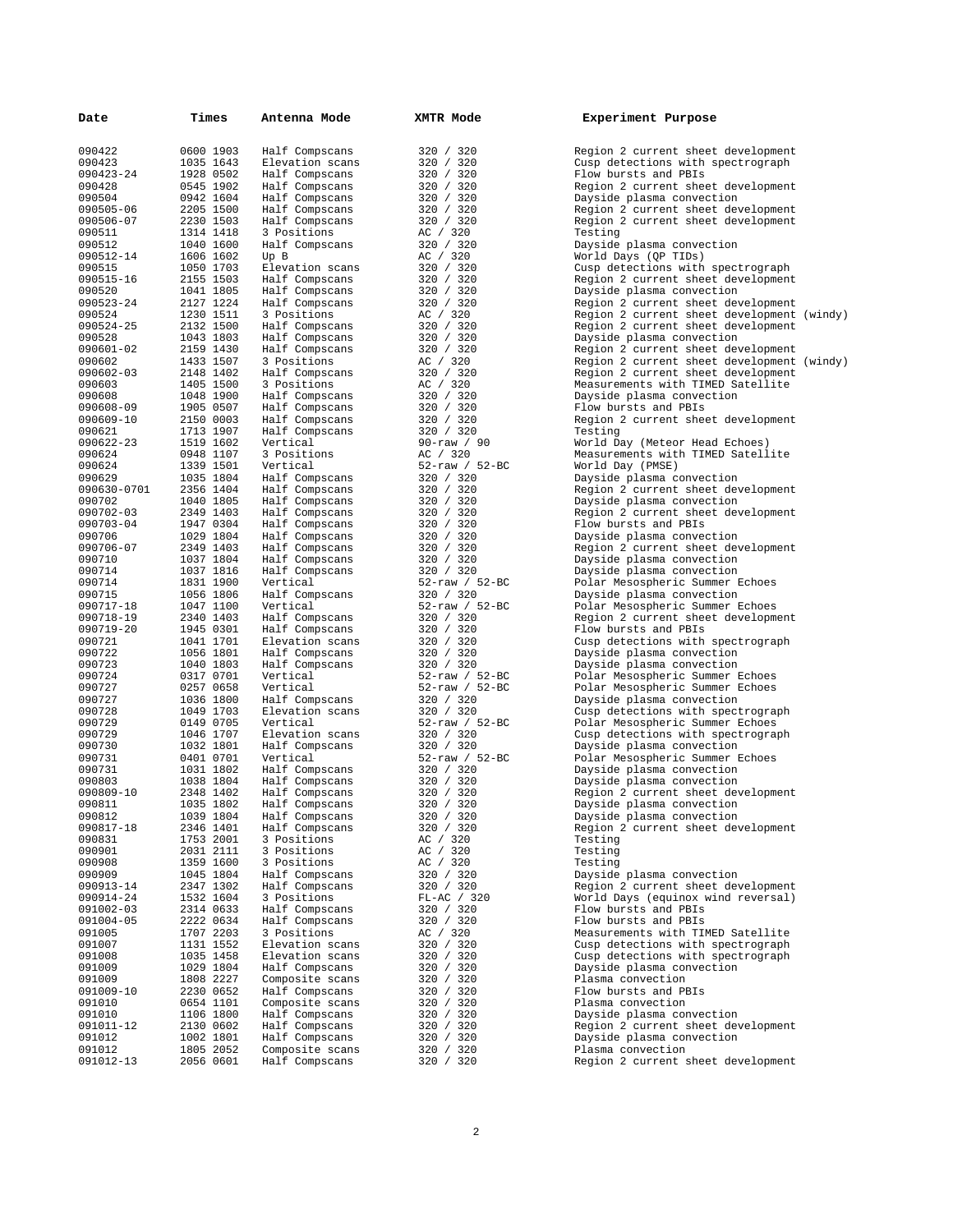| Date | Times | Antenna Mode | XMTR Mode | Experiment Purpose |
|---|---|---|---|---|
| 090422 | 0600 1903 | Half Compscans | 320 / 320 | Region 2 current sheet development |
| 090423 | 1035 1643 | Elevation scans | 320 / 320 | Cusp detections with spectrograph |
| 090423-24 | 1928 0502 | Half Compscans | 320 / 320 | Flow bursts and PBIs |
| 090428 | 0545 1902 | Half Compscans | 320 / 320 | Region 2 current sheet development |
| 090504 | 0942 1604 | Half Compscans | 320 / 320 | Dayside plasma convection |
| 090505-06 | 2205 1500 | Half Compscans | 320 / 320 | Region 2 current sheet development |
| 090506-07 | 2230 1503 | Half Compscans | 320 / 320 | Region 2 current sheet development |
| 090511 | 1314 1418 | 3 Positions | AC / 320 | Testing |
| 090512 | 1040 1600 | Half Compscans | 320 / 320 | Dayside plasma convection |
| 090512-14 | 1606 1602 | Up B | AC / 320 | World Days (QP TIDs) |
| 090515 | 1050 1703 | Elevation scans | 320 / 320 | Cusp detections with spectrograph |
| 090515-16 | 2155 1503 | Half Compscans | 320 / 320 | Region 2 current sheet development |
| 090520 | 1041 1805 | Half Compscans | 320 / 320 | Dayside plasma convection |
| 090523-24 | 2127 1224 | Half Compscans | 320 / 320 | Region 2 current sheet development |
| 090524 | 1230 1511 | 3 Positions | AC / 320 | Region 2 current sheet development (windy) |
| 090524-25 | 2132 1500 | Half Compscans | 320 / 320 | Region 2 current sheet development |
| 090528 | 1043 1803 | Half Compscans | 320 / 320 | Dayside plasma convection |
| 090601-02 | 2159 1430 | Half Compscans | 320 / 320 | Region 2 current sheet development |
| 090602 | 1433 1507 | 3 Positions | AC / 320 | Region 2 current sheet development (windy) |
| 090602-03 | 2148 1402 | Half Compscans | 320 / 320 | Region 2 current sheet development |
| 090603 | 1405 1500 | 3 Positions | AC / 320 | Measurements with TIMED Satellite |
| 090608 | 1048 1900 | Half Compscans | 320 / 320 | Dayside plasma convection |
| 090608-09 | 1905 0507 | Half Compscans | 320 / 320 | Flow bursts and PBIs |
| 090609-10 | 2150 0003 | Half Compscans | 320 / 320 | Region 2 current sheet development |
| 090621 | 1713 1907 | Half Compscans | 320 / 320 | Testing |
| 090622-23 | 1519 1602 | Vertical | 90-raw / 90 | World Day (Meteor Head Echoes) |
| 090624 | 0948 1107 | 3 Positions | AC / 320 | Measurements with TIMED Satellite |
| 090624 | 1339 1501 | Vertical | 52-raw / 52-BC | World Day (PMSE) |
| 090629 | 1035 1804 | Half Compscans | 320 / 320 | Dayside plasma convection |
| 090630-0701 | 2356 1404 | Half Compscans | 320 / 320 | Region 2 current sheet development |
| 090702 | 1040 1805 | Half Compscans | 320 / 320 | Dayside plasma convection |
| 090702-03 | 2349 1403 | Half Compscans | 320 / 320 | Region 2 current sheet development |
| 090703-04 | 1947 0304 | Half Compscans | 320 / 320 | Flow bursts and PBIs |
| 090706 | 1029 1804 | Half Compscans | 320 / 320 | Dayside plasma convection |
| 090706-07 | 2349 1403 | Half Compscans | 320 / 320 | Region 2 current sheet development |
| 090710 | 1037 1804 | Half Compscans | 320 / 320 | Dayside plasma convection |
| 090714 | 1037 1816 | Half Compscans | 320 / 320 | Dayside plasma convection |
| 090714 | 1831 1900 | Vertical | 52-raw / 52-BC | Polar Mesospheric Summer Echoes |
| 090715 | 1056 1806 | Half Compscans | 320 / 320 | Dayside plasma convection |
| 090717-18 | 1047 1100 | Vertical | 52-raw / 52-BC | Polar Mesospheric Summer Echoes |
| 090718-19 | 2340 1403 | Half Compscans | 320 / 320 | Region 2 current sheet development |
| 090719-20 | 1945 0301 | Half Compscans | 320 / 320 | Flow bursts and PBIs |
| 090721 | 1041 1701 | Elevation scans | 320 / 320 | Cusp detections with spectrograph |
| 090722 | 1056 1801 | Half Compscans | 320 / 320 | Dayside plasma convection |
| 090723 | 1040 1803 | Half Compscans | 320 / 320 | Dayside plasma convection |
| 090724 | 0317 0701 | Vertical | 52-raw / 52-BC | Polar Mesospheric Summer Echoes |
| 090727 | 0257 0658 | Vertical | 52-raw / 52-BC | Polar Mesospheric Summer Echoes |
| 090727 | 1036 1800 | Half Compscans | 320 / 320 | Dayside plasma convection |
| 090728 | 1049 1703 | Elevation scans | 320 / 320 | Cusp detections with spectrograph |
| 090729 | 0149 0705 | Vertical | 52-raw / 52-BC | Polar Mesospheric Summer Echoes |
| 090729 | 1046 1707 | Elevation scans | 320 / 320 | Cusp detections with spectrograph |
| 090730 | 1032 1801 | Half Compscans | 320 / 320 | Dayside plasma convection |
| 090731 | 0401 0701 | Vertical | 52-raw / 52-BC | Polar Mesospheric Summer Echoes |
| 090731 | 1031 1802 | Half Compscans | 320 / 320 | Dayside plasma convection |
| 090803 | 1038 1804 | Half Compscans | 320 / 320 | Dayside plasma convection |
| 090809-10 | 2348 1402 | Half Compscans | 320 / 320 | Region 2 current sheet development |
| 090811 | 1035 1802 | Half Compscans | 320 / 320 | Dayside plasma convection |
| 090812 | 1039 1804 | Half Compscans | 320 / 320 | Dayside plasma convection |
| 090817-18 | 2346 1401 | Half Compscans | 320 / 320 | Region 2 current sheet development |
| 090831 | 1753 2001 | 3 Positions | AC / 320 | Testing |
| 090901 | 2031 2111 | 3 Positions | AC / 320 | Testing |
| 090908 | 1359 1600 | 3 Positions | AC / 320 | Testing |
| 090909 | 1045 1804 | Half Compscans | 320 / 320 | Dayside plasma convection |
| 090913-14 | 2347 1302 | Half Compscans | 320 / 320 | Region 2 current sheet development |
| 090914-24 | 1532 1604 | 3 Positions | FL-AC / 320 | World Days (equinox wind reversal) |
| 091002-03 | 2314 0633 | Half Compscans | 320 / 320 | Flow bursts and PBIs |
| 091004-05 | 2222 0634 | Half Compscans | 320 / 320 | Flow bursts and PBIs |
| 091005 | 1707 2203 | 3 Positions | AC / 320 | Measurements with TIMED Satellite |
| 091007 | 1131 1552 | Elevation scans | 320 / 320 | Cusp detections with spectrograph |
| 091008 | 1035 1458 | Elevation scans | 320 / 320 | Cusp detections with spectrograph |
| 091009 | 1029 1804 | Half Compscans | 320 / 320 | Dayside plasma convection |
| 091009 | 1808 2227 | Composite scans | 320 / 320 | Plasma convection |
| 091009-10 | 2230 0652 | Half Compscans | 320 / 320 | Flow bursts and PBIs |
| 091010 | 0654 1101 | Composite scans | 320 / 320 | Plasma convection |
| 091010 | 1106 1800 | Half Compscans | 320 / 320 | Dayside plasma convection |
| 091011-12 | 2130 0602 | Half Compscans | 320 / 320 | Region 2 current sheet development |
| 091012 | 1002 1801 | Half Compscans | 320 / 320 | Dayside plasma convection |
| 091012 | 1805 2052 | Composite scans | 320 / 320 | Plasma convection |
| 091012-13 | 2056 0601 | Half Compscans | 320 / 320 | Region 2 current sheet development |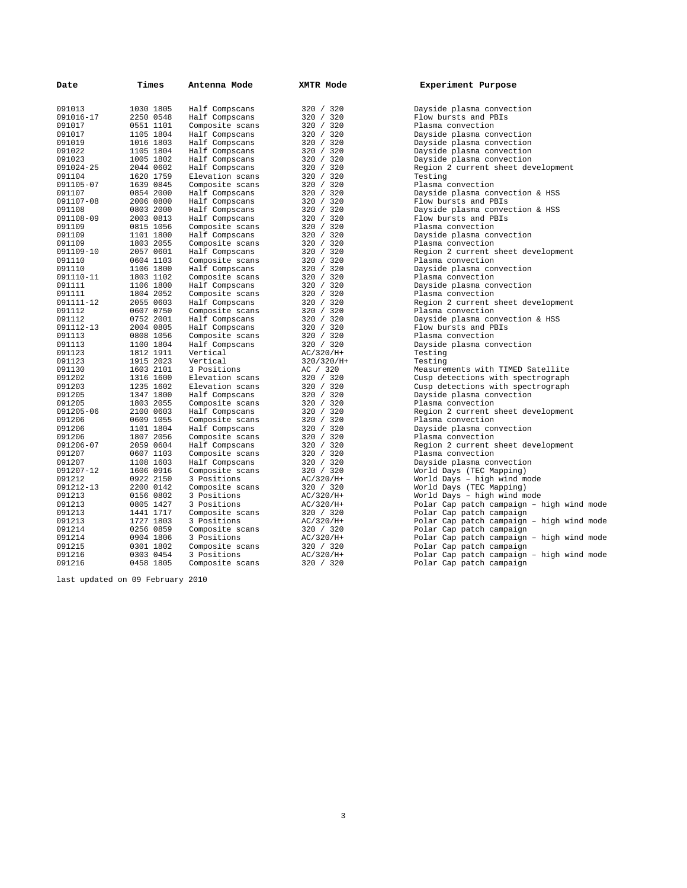| Date | Times | Antenna Mode | XMTR Mode | Experiment Purpose |
|---|---|---|---|---|
| 091013 | 1030 1805 | Half Compscans | 320 / 320 | Dayside plasma convection |
| 091016-17 | 2250 0548 | Half Compscans | 320 / 320 | Flow bursts and PBIs |
| 091017 | 0551 1101 | Composite scans | 320 / 320 | Plasma convection |
| 091017 | 1105 1804 | Half Compscans | 320 / 320 | Dayside plasma convection |
| 091019 | 1016 1803 | Half Compscans | 320 / 320 | Dayside plasma convection |
| 091022 | 1105 1804 | Half Compscans | 320 / 320 | Dayside plasma convection |
| 091023 | 1005 1802 | Half Compscans | 320 / 320 | Dayside plasma convection |
| 091024-25 | 2044 0602 | Half Compscans | 320 / 320 | Region 2 current sheet development |
| 091104 | 1620 1759 | Elevation scans | 320 / 320 | Testing |
| 091105-07 | 1639 0845 | Composite scans | 320 / 320 | Plasma convection |
| 091107 | 0854 2000 | Half Compscans | 320 / 320 | Dayside plasma convection & HSS |
| 091107-08 | 2006 0800 | Half Compscans | 320 / 320 | Flow bursts and PBIs |
| 091108 | 0803 2000 | Half Compscans | 320 / 320 | Dayside plasma convection & HSS |
| 091108-09 | 2003 0813 | Half Compscans | 320 / 320 | Flow bursts and PBIs |
| 091109 | 0815 1056 | Composite scans | 320 / 320 | Plasma convection |
| 091109 | 1101 1800 | Half Compscans | 320 / 320 | Dayside plasma convection |
| 091109 | 1803 2055 | Composite scans | 320 / 320 | Plasma convection |
| 091109-10 | 2057 0601 | Half Compscans | 320 / 320 | Region 2 current sheet development |
| 091110 | 0604 1103 | Composite scans | 320 / 320 | Plasma convection |
| 091110 | 1106 1800 | Half Compscans | 320 / 320 | Dayside plasma convection |
| 091110-11 | 1803 1102 | Composite scans | 320 / 320 | Plasma convection |
| 091111 | 1106 1800 | Half Compscans | 320 / 320 | Dayside plasma convection |
| 091111 | 1804 2052 | Composite scans | 320 / 320 | Plasma convection |
| 091111-12 | 2055 0603 | Half Compscans | 320 / 320 | Region 2 current sheet development |
| 091112 | 0607 0750 | Composite scans | 320 / 320 | Plasma convection |
| 091112 | 0752 2001 | Half Compscans | 320 / 320 | Dayside plasma convection & HSS |
| 091112-13 | 2004 0805 | Half Compscans | 320 / 320 | Flow bursts and PBIs |
| 091113 | 0808 1056 | Composite scans | 320 / 320 | Plasma convection |
| 091113 | 1100 1804 | Half Compscans | 320 / 320 | Dayside plasma convection |
| 091123 | 1812 1911 | Vertical | AC/320/H+ | Testing |
| 091123 | 1915 2023 | Vertical | 320/320/H+ | Testing |
| 091130 | 1603 2101 | 3 Positions | AC / 320 | Measurements with TIMED Satellite |
| 091202 | 1316 1600 | Elevation scans | 320 / 320 | Cusp detections with spectrograph |
| 091203 | 1235 1602 | Elevation scans | 320 / 320 | Cusp detections with spectrograph |
| 091205 | 1347 1800 | Half Compscans | 320 / 320 | Dayside plasma convection |
| 091205 | 1803 2055 | Composite scans | 320 / 320 | Plasma convection |
| 091205-06 | 2100 0603 | Half Compscans | 320 / 320 | Region 2 current sheet development |
| 091206 | 0609 1055 | Composite scans | 320 / 320 | Plasma convection |
| 091206 | 1101 1804 | Half Compscans | 320 / 320 | Dayside plasma convection |
| 091206 | 1807 2056 | Composite scans | 320 / 320 | Plasma convection |
| 091206-07 | 2059 0604 | Half Compscans | 320 / 320 | Region 2 current sheet development |
| 091207 | 0607 1103 | Composite scans | 320 / 320 | Plasma convection |
| 091207 | 1108 1603 | Half Compscans | 320 / 320 | Dayside plasma convection |
| 091207-12 | 1606 0916 | Composite scans | 320 / 320 | World Days (TEC Mapping) |
| 091212 | 0922 2150 | 3 Positions | AC/320/H+ | World Days – high wind mode |
| 091212-13 | 2200 0142 | Composite scans | 320 / 320 | World Days (TEC Mapping) |
| 091213 | 0156 0802 | 3 Positions | AC/320/H+ | World Days – high wind mode |
| 091213 | 0805 1427 | 3 Positions | AC/320/H+ | Polar Cap patch campaign – high wind mode |
| 091213 | 1441 1717 | Composite scans | 320 / 320 | Polar Cap patch campaign |
| 091213 | 1727 1803 | 3 Positions | AC/320/H+ | Polar Cap patch campaign – high wind mode |
| 091214 | 0256 0859 | Composite scans | 320 / 320 | Polar Cap patch campaign |
| 091214 | 0904 1806 | 3 Positions | AC/320/H+ | Polar Cap patch campaign – high wind mode |
| 091215 | 0301 1802 | Composite scans | 320 / 320 | Polar Cap patch campaign |
| 091216 | 0303 0454 | 3 Positions | AC/320/H+ | Polar Cap patch campaign – high wind mode |
| 091216 | 0458 1805 | Composite scans | 320 / 320 | Polar Cap patch campaign |

last updated on 09 February 2010